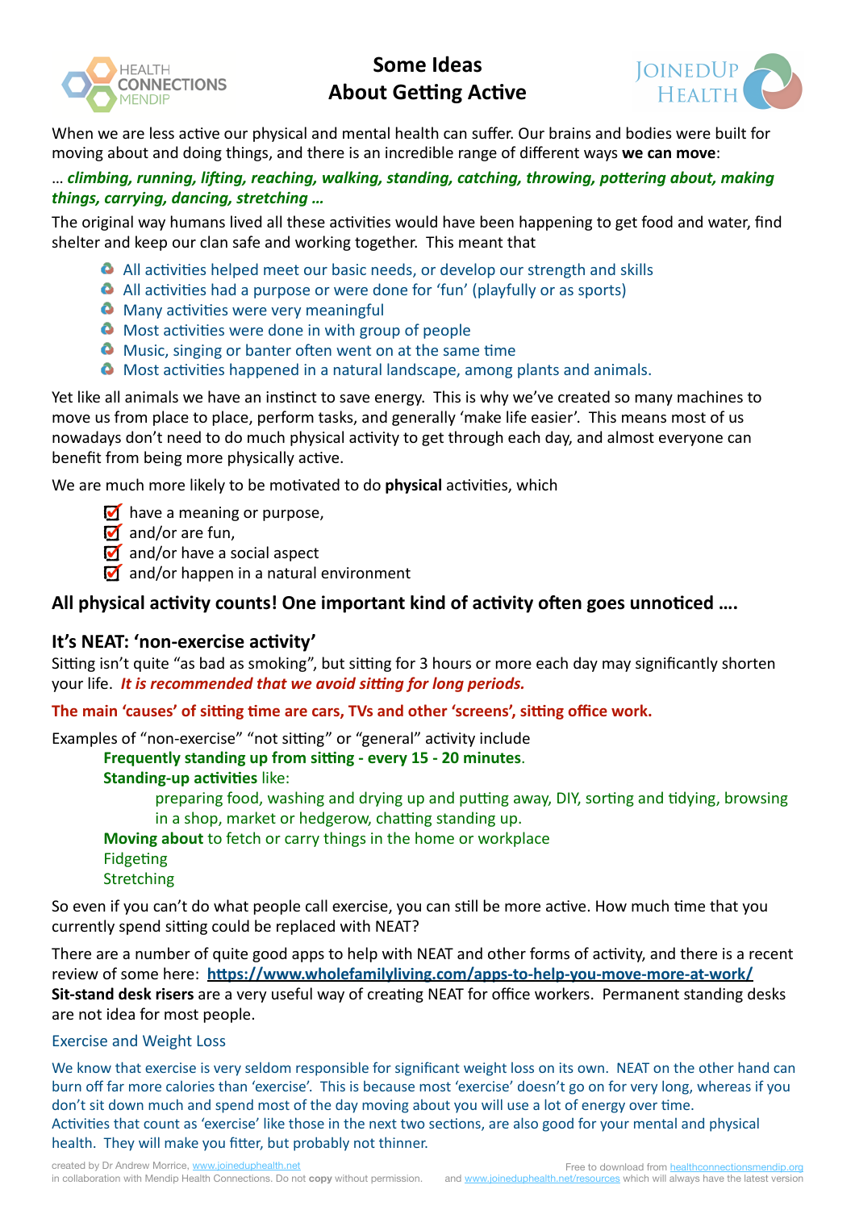# Some Ideas About Getting Active

When we are less active our physical and mental health can suffer. Our brains and bodies were built for moving about and doing things, and there is an incredible range of different ways **we can move**:

… ***climbing, running, lifting, reaching, walking, standing, catching, throwing, pottering about, making things, carrying, dancing, stretching …***

The original way humans lived all these activities would have been happening to get food and water, find shelter and keep our clan safe and working together. This meant that

- All activities helped meet our basic needs, or develop our strength and skills
- All activities had a purpose or were done for 'fun' (playfully or as sports)
- Many activities were very meaningful
- Most activities were done in with group of people
- Music, singing or banter often went on at the same time
- Most activities happened in a natural landscape, among plants and animals.

Yet like all animals we have an instinct to save energy. This is why we've created so many machines to move us from place to place, perform tasks, and generally 'make life easier'. This means most of us nowadays don't need to do much physical activity to get through each day, and almost everyone can benefit from being more physically active.

We are much more likely to be motivated to do **physical** activities, which

- ☑ have a meaning or purpose,
- ☑ and/or are fun,
- ☑ and/or have a social aspect
- ☑ and/or happen in a natural environment

## All physical activity counts! One important kind of activity often goes unnoticed ….

## It's NEAT: 'non-exercise activity'

Sitting isn't quite "as bad as smoking", but sitting for 3 hours or more each day may significantly shorten your life. ***It is recommended that we avoid sitting for long periods.***

**The main 'causes' of sitting time are cars, TVs and other 'screens', sitting office work.**

Examples of "non-exercise" "not sitting" or "general" activity include

- **Frequently standing up from sitting - every 15 - 20 minutes**.
- **Standing-up activities** like:
  - preparing food, washing and drying up and putting away, DIY, sorting and tidying, browsing in a shop, market or hedgerow, chatting standing up.
- **Moving about** to fetch or carry things in the home or workplace
- Fidgeting
- Stretching

So even if you can't do what people call exercise, you can still be more active. How much time that you currently spend sitting could be replaced with NEAT?

There are a number of quite good apps to help with NEAT and other forms of activity, and there is a recent review of some here: **https://www.wholefamilyliving.com/apps-to-help-you-move-more-at-work/**
**Sit-stand desk risers** are a very useful way of creating NEAT for office workers. Permanent standing desks are not idea for most people.

### Exercise and Weight Loss

We know that exercise is very seldom responsible for significant weight loss on its own. NEAT on the other hand can burn off far more calories than 'exercise'. This is because most 'exercise' doesn't go on for very long, whereas if you don't sit down much and spend most of the day moving about you will use a lot of energy over time.
Activities that count as 'exercise' like those in the next two sections, are also good for your mental and physical health. They will make you fitter, but probably not thinner.

created by Dr Andrew Morrice, www.joineduphealth.net in collaboration with Mendip Health Connections. Do not **copy** without permission.
Free to download from healthconnectionsmendip.org and www.joineduphealth.net/resources which will always have the latest version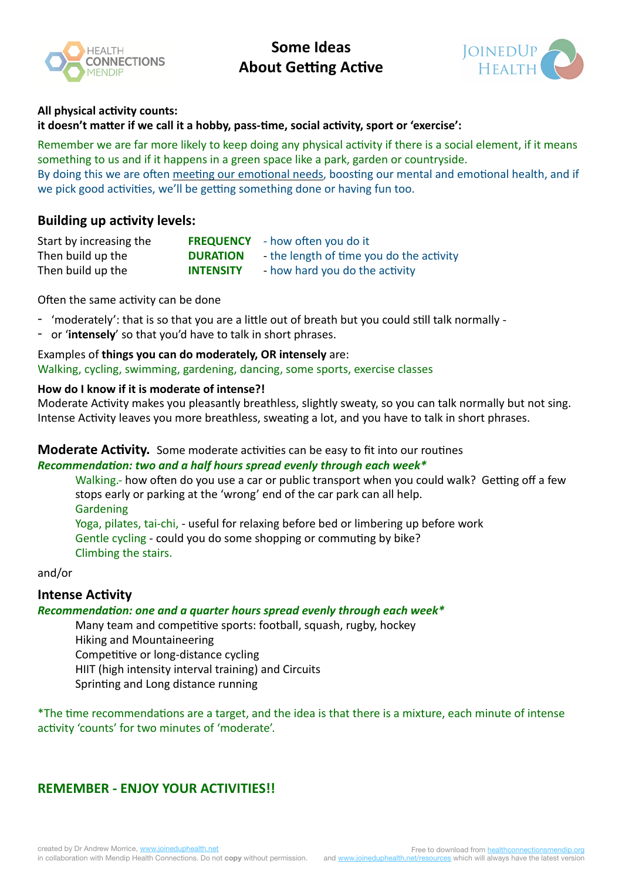# Some Ideas About Getting Active

**All physical activity counts:**
**it doesn't matter if we call it a hobby, pass-time, social activity, sport or 'exercise':**

Remember we are far more likely to keep doing any physical activity if there is a social element, if it means something to us and if it happens in a green space like a park, garden or countryside.
By doing this we are often meeting our emotional needs, boosting our mental and emotional health, and if we pick good activities, we'll be getting something done or having fun too.

## Building up activity levels:

| | | |
|---|---|---|
| Start by increasing the | **FREQUENCY** | - how often you do it |
| Then build up the | **DURATION** | - the length of time you do the activity |
| Then build up the | **INTENSITY** | - how hard you do the activity |

Often the same activity can be done

- 'moderately': that is so that you are a little out of breath but you could still talk normally -
- or '**intensely**' so that you'd have to talk in short phrases.

Examples of **things you can do moderately, OR intensely** are:
Walking, cycling, swimming, gardening, dancing, some sports, exercise classes

**How do I know if it is moderate of intense?!**
Moderate Activity makes you pleasantly breathless, slightly sweaty, so you can talk normally but not sing.
Intense Activity leaves you more breathless, sweating a lot, and you have to talk in short phrases.

## Moderate Activity. Some moderate activities can be easy to fit into our routines

***Recommendation: two and a half hours spread evenly through each week****

Walking.- how often do you use a car or public transport when you could walk? Getting off a few stops early or parking at the 'wrong' end of the car park can all help.
Gardening
Yoga, pilates, tai-chi, - useful for relaxing before bed or limbering up before work
Gentle cycling - could you do some shopping or commuting by bike?
Climbing the stairs.

and/or

## Intense Activity

***Recommendation: one and a quarter hours spread evenly through each week****

Many team and competitive sports: football, squash, rugby, hockey
Hiking and Mountaineering
Competitive or long-distance cycling
HIIT (high intensity interval training) and Circuits
Sprinting and Long distance running

*The time recommendations are a target, and the idea is that there is a mixture, each minute of intense activity 'counts' for two minutes of 'moderate'.

**REMEMBER - ENJOY YOUR ACTIVITIES!!**

created by Dr Andrew Morrice, www.joinedupheath.net
in collaboration with Mendip Health Connections. Do not **copy** without permission.

Free to download from healthconnectionsmendip.org
and www.joinedupheath.net/resources which will always have the latest version